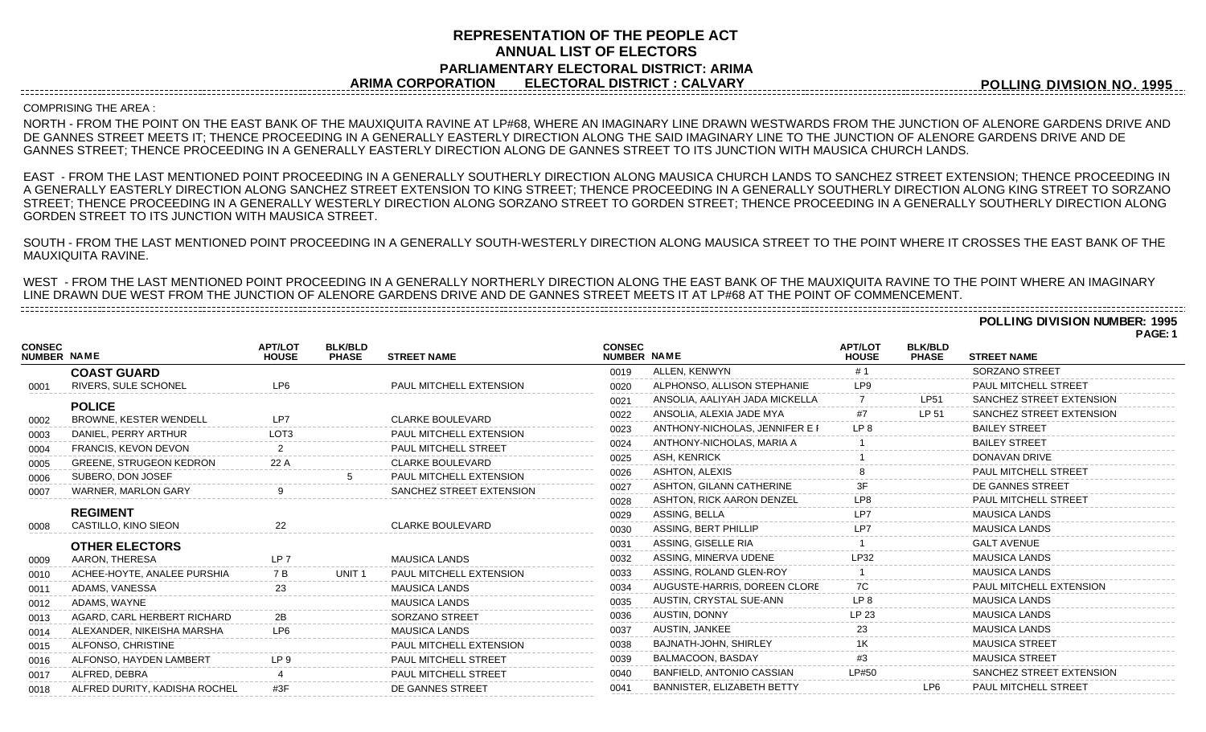# REPRESENTATION OF THE PEOPLE ACT
## ANNUAL LIST OF ELECTORS
### PARLIAMENTARY ELECTORAL DISTRICT: ARIMA
### ARIMA CORPORATION ELECTORAL DISTRICT : CALVARY

**POLLING DIVISION NO. 1995**

COMPRISING THE AREA :

NORTH - FROM THE POINT ON THE EAST BANK OF THE MAUXIQUITA RAVINE AT LP#68, WHERE AN IMAGINARY LINE DRAWN WESTWARDS FROM THE JUNCTION OF ALENORE GARDENS DRIVE AND DE GANNES STREET MEETS IT; THENCE PROCEEDING IN A GENERALLY EASTERLY DIRECTION ALONG THE SAID IMAGINARY LINE TO THE JUNCTION OF ALENORE GARDENS DRIVE AND DE GANNES STREET; THENCE PROCEEDING IN A GENERALLY EASTERLY DIRECTION ALONG DE GANNES STREET TO ITS JUNCTION WITH MAUSICA CHURCH LANDS.

EAST - FROM THE LAST MENTIONED POINT PROCEEDING IN A GENERALLY SOUTHERLY DIRECTION ALONG MAUSICA CHURCH LANDS TO SANCHEZ STREET EXTENSION; THENCE PROCEEDING IN A GENERALLY EASTERLY DIRECTION ALONG SANCHEZ STREET EXTENSION TO KING STREET; THENCE PROCEEDING IN A GENERALLY SOUTHERLY DIRECTION ALONG KING STREET TO SORZANO STREET; THENCE PROCEEDING IN A GENERALLY WESTERLY DIRECTION ALONG SORZANO STREET TO GORDEN STREET; THENCE PROCEEDING IN A GENERALLY SOUTHERLY DIRECTION ALONG GORDEN STREET TO ITS JUNCTION WITH MAUSICA STREET.

SOUTH - FROM THE LAST MENTIONED POINT PROCEEDING IN A GENERALLY SOUTH-WESTERLY DIRECTION ALONG MAUSICA STREET TO THE POINT WHERE IT CROSSES THE EAST BANK OF THE MAUXIQUITA RAVINE.

WEST - FROM THE LAST MENTIONED POINT PROCEEDING IN A GENERALLY NORTHERLY DIRECTION ALONG THE EAST BANK OF THE MAUXIQUITA RAVINE TO THE POINT WHERE AN IMAGINARY LINE DRAWN DUE WEST FROM THE JUNCTION OF ALENORE GARDENS DRIVE AND DE GANNES STREET MEETS IT AT LP#68 AT THE POINT OF COMMENCEMENT.

**POLLING DIVISION NUMBER: 1995**

| CONSEC NUMBER | NAME | APT/LOT HOUSE | BLK/BLD PHASE | STREET NAME |
|---|---|---|---|---|
| | **COAST GUARD** | | | |
| 0001 | RIVERS, SULE SCHONEL | LP6 | | PAUL MITCHELL EXTENSION |
| | **POLICE** | | | |
| 0002 | BROWNE, KESTER WENDELL | LP7 | | CLARKE BOULEVARD |
| 0003 | DANIEL, PERRY ARTHUR | LOT3 | | PAUL MITCHELL EXTENSION |
| 0004 | FRANCIS, KEVON DEVON | 2 | | PAUL MITCHELL STREET |
| 0005 | GREENE, STRUGEON KEDRON | 22 A | | CLARKE BOULEVARD |
| 0006 | SUBERO, DON JOSEF | | 5 | PAUL MITCHELL EXTENSION |
| 0007 | WARNER, MARLON GARY | 9 | | SANCHEZ STREET EXTENSION |
| | **REGIMENT** | | | |
| 0008 | CASTILLO, KINO SIEON | 22 | | CLARKE BOULEVARD |
| | **OTHER ELECTORS** | | | |
| 0009 | AARON, THERESA | LP 7 | | MAUSICA LANDS |
| 0010 | ACHEE-HOYTE, ANALEE PURSHIA | 7 B | UNIT 1 | PAUL MITCHELL EXTENSION |
| 0011 | ADAMS, VANESSA | 23 | | MAUSICA LANDS |
| 0012 | ADAMS, WAYNE | | | MAUSICA LANDS |
| 0013 | AGARD, CARL HERBERT RICHARD | 2B | | SORZANO STREET |
| 0014 | ALEXANDER, NIKEISHA MARSHA | LP6 | | MAUSICA LANDS |
| 0015 | ALFONSO, CHRISTINE | | | PAUL MITCHELL EXTENSION |
| 0016 | ALFONSO, HAYDEN LAMBERT | LP 9 | | PAUL MITCHELL STREET |
| 0017 | ALFRED, DEBRA | 4 | | PAUL MITCHELL STREET |
| 0018 | ALFRED DURITY, KADISHA ROCHEL | #3F | | DE GANNES STREET |
| 0019 | ALLEN, KENWYN | # 1 | | SORZANO STREET |
| 0020 | ALPHONSO, ALLISON STEPHANIE | LP9 | | PAUL MITCHELL STREET |
| 0021 | ANSOLIA, AALIYAH JADA MICKELLA | 7 | LP51 | SANCHEZ STREET EXTENSION |
| 0022 | ANSOLIA, ALEXIA JADE MYA | #7 | LP 51 | SANCHEZ STREET EXTENSION |
| 0023 | ANTHONY-NICHOLAS, JENNIFER E I | LP 8 | | BAILEY STREET |
| 0024 | ANTHONY-NICHOLAS, MARIA A | 1 | | BAILEY STREET |
| 0025 | ASH, KENRICK | 1 | | DONAVAN DRIVE |
| 0026 | ASHTON, ALEXIS | 8 | | PAUL MITCHELL STREET |
| 0027 | ASHTON, GILANN CATHERINE | 3F | | DE GANNES STREET |
| 0028 | ASHTON, RICK AARON DENZEL | LP8 | | PAUL MITCHELL STREET |
| 0029 | ASSING, BELLA | LP7 | | MAUSICA LANDS |
| 0030 | ASSING, BERT PHILLIP | LP7 | | MAUSICA LANDS |
| 0031 | ASSING, GISELLE RIA | 1 | | GALT AVENUE |
| 0032 | ASSING, MINERVA UDENE | LP32 | | MAUSICA LANDS |
| 0033 | ASSING, ROLAND GLEN-ROY | 1 | | MAUSICA LANDS |
| 0034 | AUGUSTE-HARRIS, DOREEN CLORE | 7C | | PAUL MITCHELL EXTENSION |
| 0035 | AUSTIN, CRYSTAL SUE-ANN | LP 8 | | MAUSICA LANDS |
| 0036 | AUSTIN, DONNY | LP 23 | | MAUSICA LANDS |
| 0037 | AUSTIN, JANKEE | 23 | | MAUSICA LANDS |
| 0038 | BAJNATH-JOHN, SHIRLEY | 1K | | MAUSICA STREET |
| 0039 | BALMACOON, BASDAY | #3 | | MAUSICA STREET |
| 0040 | BANFIELD, ANTONIO CASSIAN | LP#50 | | SANCHEZ STREET EXTENSION |
| 0041 | BANNISTER, ELIZABETH BETTY | | LP6 | PAUL MITCHELL STREET |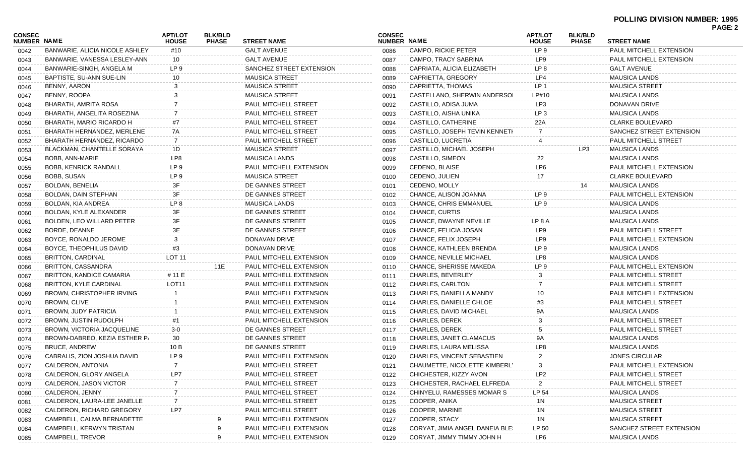**POLLING DIVISION NUMBER: 1995**

| CONSEC NUMBER | NAME | APT/LOT HOUSE | BLK/BLD PHASE | STREET NAME |
|---|---|---|---|---|
| 0042 | BANWARIE, ALICIA NICOLE ASHLEY | #10 | | GALT AVENUE |
| 0043 | BANWARIE, VANESSA LESLEY-ANN | 10 | | GALT AVENUE |
| 0044 | BANWARIE-SINGH, ANGELA M | LP 9 | | SANCHEZ STREET EXTENSION |
| 0045 | BAPTISTE, SU-ANN SUE-LIN | 10 | | MAUSICA STREET |
| 0046 | BENNY, AARON | 3 | | MAUSICA STREET |
| 0047 | BENNY, ROOPA | 3 | | MAUSICA STREET |
| 0048 | BHARATH, AMRITA ROSA | 7 | | PAUL MITCHELL STREET |
| 0049 | BHARATH, ANGELITA ROSEZINA | 7 | | PAUL MITCHELL STREET |
| 0050 | BHARATH, MARIO RICARDO H | #7 | | PAUL MITCHELL STREET |
| 0051 | BHARATH HERNANDEZ, MERLENE | 7A | | PAUL MITCHELL STREET |
| 0052 | BHARATH HERNANDEZ, RICARDO | 7 | | PAUL MITCHELL STREET |
| 0053 | BLACKMAN, CHANTELLE SORAYA | 1D | | MAUSICA STREET |
| 0054 | BOBB, ANN-MARIE | LP8 | | MAUSICA LANDS |
| 0055 | BOBB, KENRICK RANDALL | LP 9 | | PAUL MITCHELL EXTENSION |
| 0056 | BOBB, SUSAN | LP 9 | | MAUSICA STREET |
| 0057 | BOLDAN, BENELIA | 3F | | DE GANNES STREET |
| 0058 | BOLDAN, DAIN STEPHAN | 3F | | DE GANNES STREET |
| 0059 | BOLDAN, KIA ANDREA | LP 8 | | MAUSICA LANDS |
| 0060 | BOLDAN, KYLE ALEXANDER | 3F | | DE GANNES STREET |
| 0061 | BOLDEN, LEO WILLARD PETER | 3F | | DE GANNES STREET |
| 0062 | BORDE, DEANNE | 3E | | DE GANNES STREET |
| 0063 | BOYCE, RONALDO JEROME | 3 | | DONAVAN DRIVE |
| 0064 | BOYCE, THEOPHILUS DAVID | #3 | | DONAVAN DRIVE |
| 0065 | BRITTON, CARDINAL | LOT 11 | | PAUL MITCHELL EXTENSION |
| 0066 | BRITTON, CASSANDRA | | 11E | PAUL MITCHELL EXTENSION |
| 0067 | BRITTON, KANDICE CAMARIA | # 11 E | | PAUL MITCHELL EXTENSION |
| 0068 | BRITTON, KYLE CARDINAL | LOT11 | | PAUL MITCHELL EXTENSION |
| 0069 | BROWN, CHRISTOPHER IRVING | 1 | | PAUL MITCHELL EXTENSION |
| 0070 | BROWN, CLIVE | 1 | | PAUL MITCHELL EXTENSION |
| 0071 | BROWN, JUDY PATRICIA | 1 | | PAUL MITCHELL EXTENSION |
| 0072 | BROWN, JUSTIN RUDOLPH | #1 | | PAUL MITCHELL EXTENSION |
| 0073 | BROWN, VICTORIA JACQUELINE | 3-0 | | DE GANNES STREET |
| 0074 | BROWN-DABREO, KEZIA ESTHER P. | 30 | | DE GANNES STREET |
| 0075 | BRUCE, ANDREW | 10 B | | DE GANNES STREET |
| 0076 | CABRALIS, ZION JOSHUA DAVID | LP 9 | | PAUL MITCHELL EXTENSION |
| 0077 | CALDERON, ANTONIA | 7 | | PAUL MITCHELL STREET |
| 0078 | CALDERON, GLORY ANGELA | LP7 | | PAUL MITCHELL STREET |
| 0079 | CALDERON, JASON VICTOR | 7 | | PAUL MITCHELL STREET |
| 0080 | CALDERON, JENNY | 7 | | PAUL MITCHELL STREET |
| 0081 | CALDERON, LAURA-LEE JANELLE | 7 | | PAUL MITCHELL STREET |
| 0082 | CALDERON, RICHARD GREGORY | LP7 | | PAUL MITCHELL STREET |
| 0083 | CAMPBELL, CALMA BERNADETTE | | 9 | PAUL MITCHELL EXTENSION |
| 0084 | CAMPBELL, KERWYN TRISTAN | | 9 | PAUL MITCHELL EXTENSION |
| 0085 | CAMPBELL, TREVOR | | 9 | PAUL MITCHELL EXTENSION |
| 0086 | CAMPO, RICKIE PETER | LP 9 | | PAUL MITCHELL EXTENSION |
| 0087 | CAMPO, TRACY SABRINA | LP9 | | PAUL MITCHELL EXTENSION |
| 0088 | CAPRIATA, ALICIA ELIZABETH | LP 8 | | GALT AVENUE |
| 0089 | CAPRIETTA, GREGORY | LP4 | | MAUSICA LANDS |
| 0090 | CAPRIETTA, THOMAS | LP 1 | | MAUSICA STREET |
| 0091 | CASTELLANO, SHERWIN ANDERSOI | LP#10 | | MAUSICA LANDS |
| 0092 | CASTILLO, ADISA JUMA | LP3 | | DONAVAN DRIVE |
| 0093 | CASTILLO, AISHA UNIKA | LP 3 | | MAUSICA LANDS |
| 0094 | CASTILLO, CATHERINE | 22A | | CLARKE BOULEVARD |
| 0095 | CASTILLO, JOSEPH TEVIN KENNETI | 7 | | SANCHEZ STREET EXTENSION |
| 0096 | CASTILLO, LUCRETIA | 4 | | PAUL MITCHELL STREET |
| 0097 | CASTILLO, MICHAEL JOSEPH | | LP3 | MAUSICA LANDS |
| 0098 | CASTILLO, SIMEON | 22 | | MAUSICA LANDS |
| 0099 | CEDENO, BLAISE | LP6 | | PAUL MITCHELL EXTENSION |
| 0100 | CEDENO, JULIEN | 17 | | CLARKE BOULEVARD |
| 0101 | CEDENO, MOLLY | | 14 | MAUSICA LANDS |
| 0102 | CHANCE, ALISON JOANNA | LP 9 | | PAUL MITCHELL EXTENSION |
| 0103 | CHANCE, CHRIS EMMANUEL | LP 9 | | MAUSICA LANDS |
| 0104 | CHANCE, CURTIS | | | MAUSICA LANDS |
| 0105 | CHANCE, DWAYNE NEVILLE | LP 8 A | | MAUSICA LANDS |
| 0106 | CHANCE, FELICIA JOSAN | LP9 | | PAUL MITCHELL STREET |
| 0107 | CHANCE, FELIX JOSEPH | LP9 | | PAUL MITCHELL EXTENSION |
| 0108 | CHANCE, KATHLEEN BRENDA | LP 9 | | MAUSICA LANDS |
| 0109 | CHANCE, NEVILLE MICHAEL | LP8 | | MAUSICA LANDS |
| 0110 | CHANCE, SHERISSE MAKEDA | LP 9 | | PAUL MITCHELL EXTENSION |
| 0111 | CHARLES, BEVERLEY | 3 | | PAUL MITCHELL STREET |
| 0112 | CHARLES, CARLTON | 7 | | PAUL MITCHELL STREET |
| 0113 | CHARLES, DANIELLA MANDY | 10 | | PAUL MITCHELL EXTENSION |
| 0114 | CHARLES, DANIELLE CHLOE | #3 | | PAUL MITCHELL STREET |
| 0115 | CHARLES, DAVID MICHAEL | 9A | | MAUSICA LANDS |
| 0116 | CHARLES, DEREK | 3 | | PAUL MITCHELL STREET |
| 0117 | CHARLES, DEREK | 5 | | PAUL MITCHELL STREET |
| 0118 | CHARLES, JANET CLAMACUS | 9A | | MAUSICA LANDS |
| 0119 | CHARLES, LAURA MELISSA | LP8 | | MAUSICA LANDS |
| 0120 | CHARLES, VINCENT SEBASTIEN | 2 | | JONES CIRCULAR |
| 0121 | CHAUMETTE, NICOLETTE KIMBERL' | 3 | | PAUL MITCHELL EXTENSION |
| 0122 | CHICHESTER, KIZZY AVON | LP2 | | PAUL MITCHELL STREET |
| 0123 | CHICHESTER, RACHAEL ELFREDA | 2 | | PAUL MITCHELL STREET |
| 0124 | CHINYELU, RAMESSES MOMAR S | LP 54 | | MAUSICA LANDS |
| 0125 | COOPER, ANIKA | 1N | | MAUSICA STREET |
| 0126 | COOPER, MARINE | 1N | | MAUSICA STREET |
| 0127 | COOPER, STACY | 1N | | MAUSICA STREET |
| 0128 | CORYAT, JIMIA ANGEL DANEIA BLE: | LP 50 | | SANCHEZ STREET EXTENSION |
| 0129 | CORYAT, JIMMY TIMMY JOHN H | LP6 | | MAUSICA LANDS |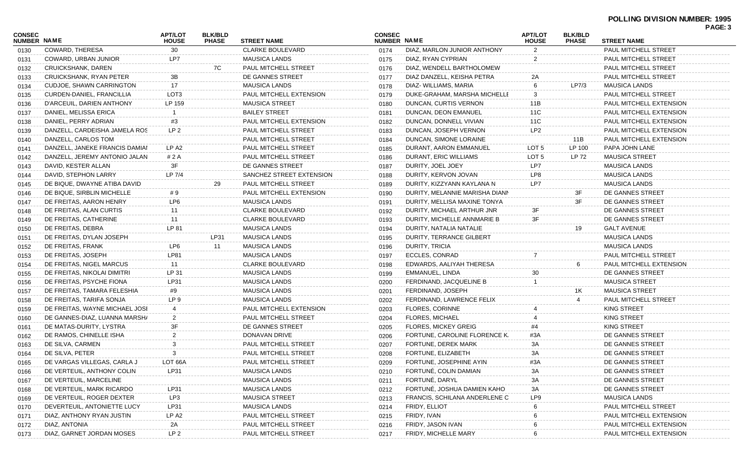**POLLING DIVISION NUMBER: 1995**

| CONSEC NUMBER | NAME | APT/LOT HOUSE | BLK/BLD PHASE | STREET NAME |
|---|---|---|---|---|
| 0130 | COWARD, THERESA | 30 | | CLARKE BOULEVARD |
| 0131 | COWARD, URBAN JUNIOR | LP7 | | MAUSICA LANDS |
| 0132 | CRUICKSHANK, DAREN | | 7C | PAUL MITCHELL STREET |
| 0133 | CRUICKSHANK, RYAN PETER | 3B | | DE GANNES STREET |
| 0134 | CUDJOE, SHAWN CARRINGTON | 17 | | MAUSICA LANDS |
| 0135 | CURDEN-DANIEL, FRANCILLIA | LOT3 | | PAUL MITCHELL EXTENSION |
| 0136 | D'ARCEUIL, DARIEN ANTHONY | LP 159 | | MAUSICA STREET |
| 0137 | DANIEL, MELISSA ERICA | 1 | | BAILEY STREET |
| 0138 | DANIEL, PERRY ADRIAN | #3 | | PAUL MITCHELL EXTENSION |
| 0139 | DANZELL, CARDEISHA JAMELA ROS | LP 2 | | PAUL MITCHELL STREET |
| 0140 | DANZELL, CARLOS TOM | | | PAUL MITCHELL STREET |
| 0141 | DANZELL, JANEKE FRANCIS DAMIAI | LP A2 | | PAUL MITCHELL STREET |
| 0142 | DANZELL, JEREMY ANTONIO JALAN | # 2 A | | PAUL MITCHELL STREET |
| 0143 | DAVID, KESTER ALLAN | 3F | | DE GANNES STREET |
| 0144 | DAVID, STEPHON LARRY | LP 7/4 | | SANCHEZ STREET EXTENSION |
| 0145 | DE BIQUE, DWAYNE ATIBA DAVID | | 29 | PAUL MITCHELL STREET |
| 0146 | DE BIQUE, SIRBLIN MICHELLE | # 9 | | PAUL MITCHELL EXTENSION |
| 0147 | DE FREITAS, AARON HENRY | LP6 | | MAUSICA LANDS |
| 0148 | DE FREITAS, ALAN CURTIS | 11 | | CLARKE BOULEVARD |
| 0149 | DE FREITAS, CATHERINE | 11 | | CLARKE BOULEVARD |
| 0150 | DE FREITAS, DEBRA | LP 81 | | MAUSICA LANDS |
| 0151 | DE FREITAS, DYLAN JOSEPH | | LP31 | MAUSICA LANDS |
| 0152 | DE FREITAS, FRANK | LP6 | 11 | MAUSICA LANDS |
| 0153 | DE FREITAS, JOSEPH | LP81 | | MAUSICA LANDS |
| 0154 | DE FREITAS, NIGEL MARCUS | 11 | | CLARKE BOULEVARD |
| 0155 | DE FREITAS, NIKOLAI DIMITRI | LP 31 | | MAUSICA LANDS |
| 0156 | DE FREITAS, PSYCHE FIONA | LP31 | | MAUSICA LANDS |
| 0157 | DE FREITAS, TAMARA FELESHIA | #9 | | MAUSICA LANDS |
| 0158 | DE FREITAS, TARIFA SONJA | LP 9 | | MAUSICA LANDS |
| 0159 | DE FREITAS, WAYNE MICHAEL JOSI | 4 | | PAUL MITCHELL EXTENSION |
| 0160 | DE GANNES-DIAZ, LUANNA MARSH/ | 2 | | PAUL MITCHELL STREET |
| 0161 | DE MATAS-DURITY, LYSTRA | 3F | | DE GANNES STREET |
| 0162 | DE RAMOS, CHINELLE ISHA | 2 | | DONAVAN DRIVE |
| 0163 | DE SILVA, CARMEN | 3 | | PAUL MITCHELL STREET |
| 0164 | DE SILVA, PETER | 3 | | PAUL MITCHELL STREET |
| 0165 | DE VARGAS VILLEGAS, CARLA J | LOT 66A | | PAUL MITCHELL STREET |
| 0166 | DE VERTEUIL, ANTHONY COLIN | LP31 | | MAUSICA LANDS |
| 0167 | DE VERTEUIL, MARCELINE | | | MAUSICA LANDS |
| 0168 | DE VERTEUIL, MARK RICARDO | LP31 | | MAUSICA LANDS |
| 0169 | DE VERTEUIL, ROGER DEXTER | LP3 | | MAUSICA STREET |
| 0170 | DEVERTEUIL, ANTONIETTE LUCY | LP31 | | MAUSICA LANDS |
| 0171 | DIAZ, ANTHONY RYAN JUSTIN | LP A2 | | PAUL MITCHELL STREET |
| 0172 | DIAZ, ANTONIA | 2A | | PAUL MITCHELL STREET |
| 0173 | DIAZ, GARNET JORDAN MOSES | LP 2 | | PAUL MITCHELL STREET |
| 0174 | DIAZ, MARLON JUNIOR ANTHONY | 2 | | PAUL MITCHELL STREET |
| 0175 | DIAZ, RYAN CYPRIAN | 2 | | PAUL MITCHELL STREET |
| 0176 | DIAZ, WENDELL BARTHOLOMEW | | | PAUL MITCHELL STREET |
| 0177 | DIAZ DANZELL, KEISHA PETRA | 2A | | PAUL MITCHELL STREET |
| 0178 | DIAZ- WILLIAMS, MARIA | 6 | LP7/3 | MAUSICA LANDS |
| 0179 | DUKE-GRAHAM, MARSHA MICHELLI | 3 | | PAUL MITCHELL STREET |
| 0180 | DUNCAN, CURTIS VERNON | 11B | | PAUL MITCHELL EXTENSION |
| 0181 | DUNCAN, DEON EMANUEL | 11C | | PAUL MITCHELL EXTENSION |
| 0182 | DUNCAN, DONNELL VIVIAN | 11C | | PAUL MITCHELL EXTENSION |
| 0183 | DUNCAN, JOSEPH VERNON | LP2 | | PAUL MITCHELL EXTENSION |
| 0184 | DUNCAN, SIMONE LORAINE | | 11B | PAUL MITCHELL EXTENSION |
| 0185 | DURANT, AARON EMMANUEL | LOT 5 | LP 100 | PAPA JOHN LANE |
| 0186 | DURANT, ERIC WILLIAMS | LOT 5 | LP 72 | MAUSICA STREET |
| 0187 | DURITY, JOEL JOEY | LP7 | | MAUSICA LANDS |
| 0188 | DURITY, KERVON JOVAN | LP8 | | MAUSICA LANDS |
| 0189 | DURITY, KIZZYANN KAYLANA N | LP7 | | MAUSICA LANDS |
| 0190 | DURITY, MELANNIE MARISHA DIANI | | 3F | DE GANNES STREET |
| 0191 | DURITY, MELLISA MAXINE TONYA | | 3F | DE GANNES STREET |
| 0192 | DURITY, MICHAEL ARTHUR JNR | 3F | | DE GANNES STREET |
| 0193 | DURITY, MICHELLE ANNMARIE B | 3F | | DE GANNES STREET |
| 0194 | DURITY, NATALIA NATALIE | | 19 | GALT AVENUE |
| 0195 | DURITY, TERRANCE GILBERT | | | MAUSICA LANDS |
| 0196 | DURITY, TRICIA | | | MAUSICA LANDS |
| 0197 | ECCLES, CONRAD | 7 | | PAUL MITCHELL STREET |
| 0198 | EDWARDS, AALIYAH THERESA | | 6 | PAUL MITCHELL EXTENSION |
| 0199 | EMMANUEL, LINDA | 30 | | DE GANNES STREET |
| 0200 | FERDINAND, JACQUELINE B | 1 | | MAUSICA STREET |
| 0201 | FERDINAND, JOSEPH | | 1K | MAUSICA STREET |
| 0202 | FERDINAND, LAWRENCE FELIX | | 4 | PAUL MITCHELL STREET |
| 0203 | FLORES, CORINNE | 4 | | KING STREET |
| 0204 | FLORES, MICHAEL | 4 | | KING STREET |
| 0205 | FLORES, MICKEY GREIG | #4 | | KING STREET |
| 0206 | FORTUNE, CAROLINE FLORENCE K. | #3A | | DE GANNES STREET |
| 0207 | FORTUNE, DEREK MARK | 3A | | DE GANNES STREET |
| 0208 | FORTUNE, ELIZABETH | 3A | | DE GANNES STREET |
| 0209 | FORTUNE, JOSEPHINE AYIN | #3A | | DE GANNES STREET |
| 0210 | FORTUNÉ, COLIN DAMIAN | 3A | | DE GANNES STREET |
| 0211 | FORTUNÉ, DARYL | 3A | | DE GANNES STREET |
| 0212 | FORTUNÉ, JOSHUA DAMIEN KAHO | 3A | | DE GANNES STREET |
| 0213 | FRANCIS, SCHILANA ANDERLENE C | LP9 | | MAUSICA LANDS |
| 0214 | FRIDY, ELLIOT | 6 | | PAUL MITCHELL STREET |
| 0215 | FRIDY, IVAN | 6 | | PAUL MITCHELL EXTENSION |
| 0216 | FRIDY, JASON IVAN | 6 | | PAUL MITCHELL EXTENSION |
| 0217 | FRIDY, MICHELLE MARY | 6 | | PAUL MITCHELL EXTENSION |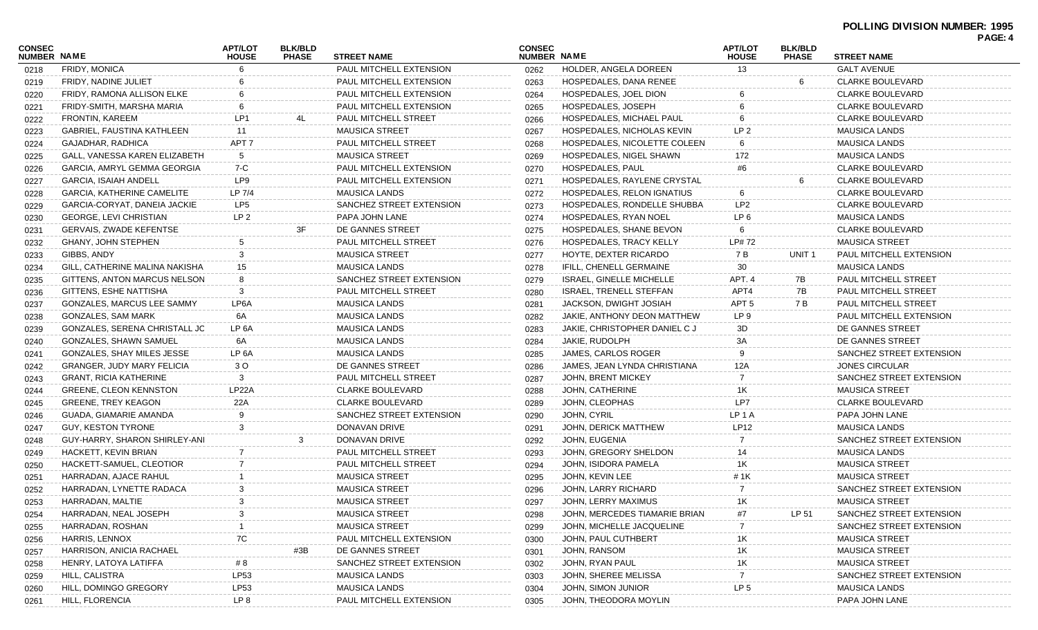**POLLING DIVISION NUMBER: 1995**

| CONSEC NUMBER | NAME | APT/LOT HOUSE | BLK/BLD PHASE | STREET NAME |
|---|---|---|---|---|
| 0218 | FRIDY, MONICA | 6 | | PAUL MITCHELL EXTENSION |
| 0219 | FRIDY, NADINE JULIET | 6 | | PAUL MITCHELL EXTENSION |
| 0220 | FRIDY, RAMONA ALLISON ELKE | 6 | | PAUL MITCHELL EXTENSION |
| 0221 | FRIDY-SMITH, MARSHA MARIA | 6 | | PAUL MITCHELL EXTENSION |
| 0222 | FRONTIN, KAREEM | LP1 | 4L | PAUL MITCHELL STREET |
| 0223 | GABRIEL, FAUSTINA KATHLEEN | 11 | | MAUSICA STREET |
| 0224 | GAJADHAR, RADHICA | APT 7 | | PAUL MITCHELL STREET |
| 0225 | GALL, VANESSA KAREN ELIZABETH | 5 | | MAUSICA STREET |
| 0226 | GARCIA, AMRYL GEMMA GEORGIA | 7-C | | PAUL MITCHELL EXTENSION |
| 0227 | GARCIA, ISAIAH ANDELL | LP9 | | PAUL MITCHELL EXTENSION |
| 0228 | GARCIA, KATHERINE CAMELITE | LP 7/4 | | MAUSICA LANDS |
| 0229 | GARCIA-CORYAT, DANEIA JACKIE | LP5 | | SANCHEZ STREET EXTENSION |
| 0230 | GEORGE, LEVI CHRISTIAN | LP 2 | | PAPA JOHN LANE |
| 0231 | GERVAIS, ZWADE KEFENTSE | | 3F | DE GANNES STREET |
| 0232 | GHANY, JOHN STEPHEN | 5 | | PAUL MITCHELL STREET |
| 0233 | GIBBS, ANDY | 3 | | MAUSICA STREET |
| 0234 | GILL, CATHERINE MALINA NAKISHA | 15 | | MAUSICA LANDS |
| 0235 | GITTENS, ANTON MARCUS NELSON | 8 | | SANCHEZ STREET EXTENSION |
| 0236 | GITTENS, ESHE NATTISHA | 3 | | PAUL MITCHELL STREET |
| 0237 | GONZALES, MARCUS LEE SAMMY | LP6A | | MAUSICA LANDS |
| 0238 | GONZALES, SAM MARK | 6A | | MAUSICA LANDS |
| 0239 | GONZALES, SERENA CHRISTALL JC | LP 6A | | MAUSICA LANDS |
| 0240 | GONZALES, SHAWN SAMUEL | 6A | | MAUSICA LANDS |
| 0241 | GONZALES, SHAY MILES JESSE | LP 6A | | MAUSICA LANDS |
| 0242 | GRANGER, JUDY MARY FELICIA | 3 O | | DE GANNES STREET |
| 0243 | GRANT, RICIA KATHERINE | 3 | | PAUL MITCHELL STREET |
| 0244 | GREENE, CLEON KENNSTON | LP22A | | CLARKE BOULEVARD |
| 0245 | GREENE, TREY KEAGON | 22A | | CLARKE BOULEVARD |
| 0246 | GUADA, GIAMARIE AMANDA | 9 | | SANCHEZ STREET EXTENSION |
| 0247 | GUY, KESTON TYRONE | 3 | | DONAVAN DRIVE |
| 0248 | GUY-HARRY, SHARON SHIRLEY-ANI | | 3 | DONAVAN DRIVE |
| 0249 | HACKETT, KEVIN BRIAN | 7 | | PAUL MITCHELL STREET |
| 0250 | HACKETT-SAMUEL, CLEOTIOR | 7 | | PAUL MITCHELL STREET |
| 0251 | HARRADAN, AJACE RAHUL | 1 | | MAUSICA STREET |
| 0252 | HARRADAN, LYNETTE RADACA | 3 | | MAUSICA STREET |
| 0253 | HARRADAN, MALTIE | 3 | | MAUSICA STREET |
| 0254 | HARRADAN, NEAL JOSEPH | 3 | | MAUSICA STREET |
| 0255 | HARRADAN, ROSHAN | 1 | | MAUSICA STREET |
| 0256 | HARRIS, LENNOX | 7C | | PAUL MITCHELL EXTENSION |
| 0257 | HARRISON, ANICIA RACHAEL | | #3B | DE GANNES STREET |
| 0258 | HENRY, LATOYA LATIFFA | # 8 | | SANCHEZ STREET EXTENSION |
| 0259 | HILL, CALISTRA | LP53 | | MAUSICA LANDS |
| 0260 | HILL, DOMINGO GREGORY | LP53 | | MAUSICA LANDS |
| 0261 | HILL, FLORENCIA | LP 8 | | PAUL MITCHELL EXTENSION |
| 0262 | HOLDER, ANGELA DOREEN | 13 | | GALT AVENUE |
| 0263 | HOSPEDALES, DANA RENEE | | 6 | CLARKE BOULEVARD |
| 0264 | HOSPEDALES, JOEL DION | 6 | | CLARKE BOULEVARD |
| 0265 | HOSPEDALES, JOSEPH | 6 | | CLARKE BOULEVARD |
| 0266 | HOSPEDALES, MICHAEL PAUL | 6 | | CLARKE BOULEVARD |
| 0267 | HOSPEDALES, NICHOLAS KEVIN | LP 2 | | MAUSICA LANDS |
| 0268 | HOSPEDALES, NICOLETTE COLEEN | 6 | | MAUSICA LANDS |
| 0269 | HOSPEDALES, NIGEL SHAWN | 172 | | MAUSICA LANDS |
| 0270 | HOSPEDALES, PAUL | #6 | | CLARKE BOULEVARD |
| 0271 | HOSPEDALES, RAYLENE CRYSTAL | | 6 | CLARKE BOULEVARD |
| 0272 | HOSPEDALES, RELON IGNATIUS | 6 | | CLARKE BOULEVARD |
| 0273 | HOSPEDALES, RONDELLE SHUBBA | LP2 | | CLARKE BOULEVARD |
| 0274 | HOSPEDALES, RYAN NOEL | LP 6 | | MAUSICA LANDS |
| 0275 | HOSPEDALES, SHANE BEVON | 6 | | CLARKE BOULEVARD |
| 0276 | HOSPEDALES, TRACY KELLY | LP# 72 | | MAUSICA STREET |
| 0277 | HOYTE, DEXTER RICARDO | 7 B | UNIT 1 | PAUL MITCHELL EXTENSION |
| 0278 | IFILL, CHENELL GERMAINE | 30 | | MAUSICA LANDS |
| 0279 | ISRAEL, GINELLE MICHELLE | APT. 4 | 7B | PAUL MITCHELL STREET |
| 0280 | ISRAEL, TRENELL STEFFAN | APT4 | 7B | PAUL MITCHELL STREET |
| 0281 | JACKSON, DWIGHT JOSIAH | APT 5 | 7 B | PAUL MITCHELL STREET |
| 0282 | JAKIE, ANTHONY DEON MATTHEW | LP 9 | | PAUL MITCHELL EXTENSION |
| 0283 | JAKIE, CHRISTOPHER DANIEL C J | 3D | | DE GANNES STREET |
| 0284 | JAKIE, RUDOLPH | 3A | | DE GANNES STREET |
| 0285 | JAMES, CARLOS ROGER | 9 | | SANCHEZ STREET EXTENSION |
| 0286 | JAMES, JEAN LYNDA CHRISTIANA | 12A | | JONES CIRCULAR |
| 0287 | JOHN, BRENT MICKEY | 7 | | SANCHEZ STREET EXTENSION |
| 0288 | JOHN, CATHERINE | 1K | | MAUSICA STREET |
| 0289 | JOHN, CLEOPHAS | LP7 | | CLARKE BOULEVARD |
| 0290 | JOHN, CYRIL | LP 1 A | | PAPA JOHN LANE |
| 0291 | JOHN, DERICK MATTHEW | LP12 | | MAUSICA LANDS |
| 0292 | JOHN, EUGENIA | 7 | | SANCHEZ STREET EXTENSION |
| 0293 | JOHN, GREGORY SHELDON | 14 | | MAUSICA LANDS |
| 0294 | JOHN, ISIDORA PAMELA | 1K | | MAUSICA STREET |
| 0295 | JOHN, KEVIN LEE | # 1K | | MAUSICA STREET |
| 0296 | JOHN, LARRY RICHARD | 7 | | SANCHEZ STREET EXTENSION |
| 0297 | JOHN, LERRY MAXIMUS | 1K | | MAUSICA STREET |
| 0298 | JOHN, MERCEDES TIAMARIE BRIAN | #7 | LP 51 | SANCHEZ STREET EXTENSION |
| 0299 | JOHN, MICHELLE JACQUELINE | 7 | | SANCHEZ STREET EXTENSION |
| 0300 | JOHN, PAUL CUTHBERT | 1K | | MAUSICA STREET |
| 0301 | JOHN, RANSOM | 1K | | MAUSICA STREET |
| 0302 | JOHN, RYAN PAUL | 1K | | MAUSICA STREET |
| 0303 | JOHN, SHEREE MELISSA | 7 | | SANCHEZ STREET EXTENSION |
| 0304 | JOHN, SIMON JUNIOR | LP 5 | | MAUSICA LANDS |
| 0305 | JOHN, THEODORA MOYLIN | | | PAPA JOHN LANE |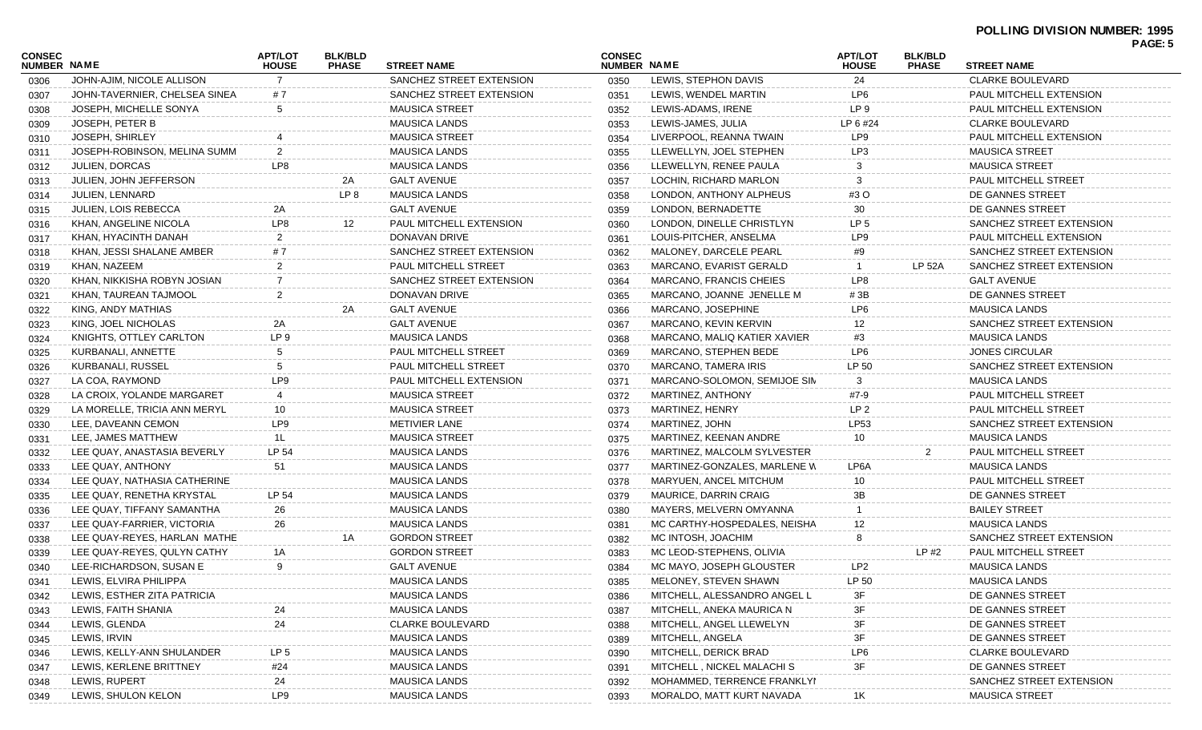**POLLING DIVISION NUMBER: 1995**

| CONSEC NUMBER | NAME | APT/LOT HOUSE | BLK/BLD PHASE | STREET NAME |
|---|---|---|---|---|
| 0306 | JOHN-AJIM, NICOLE ALLISON | 7 | | SANCHEZ STREET EXTENSION |
| 0307 | JOHN-TAVERNIER, CHELSEA SINEA | # 7 | | SANCHEZ STREET EXTENSION |
| 0308 | JOSEPH, MICHELLE SONYA | 5 | | MAUSICA STREET |
| 0309 | JOSEPH, PETER B | | | MAUSICA LANDS |
| 0310 | JOSEPH, SHIRLEY | 4 | | MAUSICA STREET |
| 0311 | JOSEPH-ROBINSON, MELINA SUMM | 2 | | MAUSICA LANDS |
| 0312 | JULIEN, DORCAS | LP8 | | MAUSICA LANDS |
| 0313 | JULIEN, JOHN JEFFERSON | | 2A | GALT AVENUE |
| 0314 | JULIEN, LENNARD | | LP 8 | MAUSICA LANDS |
| 0315 | JULIEN, LOIS REBECCA | 2A | | GALT AVENUE |
| 0316 | KHAN, ANGELINE NICOLA | LP8 | 12 | PAUL MITCHELL EXTENSION |
| 0317 | KHAN, HYACINTH DANAH | 2 | | DONAVAN DRIVE |
| 0318 | KHAN, JESSI SHALANE AMBER | # 7 | | SANCHEZ STREET EXTENSION |
| 0319 | KHAN, NAZEEM | 2 | | PAUL MITCHELL STREET |
| 0320 | KHAN, NIKKISHA ROBYN JOSIAN | 7 | | SANCHEZ STREET EXTENSION |
| 0321 | KHAN, TAUREAN TAJMOOL | 2 | | DONAVAN DRIVE |
| 0322 | KING, ANDY MATHIAS | | 2A | GALT AVENUE |
| 0323 | KING, JOEL NICHOLAS | 2A | | GALT AVENUE |
| 0324 | KNIGHTS, OTTLEY CARLTON | LP 9 | | MAUSICA LANDS |
| 0325 | KURBANALI, ANNETTE | 5 | | PAUL MITCHELL STREET |
| 0326 | KURBANALI, RUSSEL | 5 | | PAUL MITCHELL STREET |
| 0327 | LA COA, RAYMOND | LP9 | | PAUL MITCHELL EXTENSION |
| 0328 | LA CROIX, YOLANDE MARGARET | 4 | | MAUSICA STREET |
| 0329 | LA MORELLE, TRICIA ANN MERYL | 10 | | MAUSICA STREET |
| 0330 | LEE, DAVEANN CEMON | LP9 | | METIVIER LANE |
| 0331 | LEE, JAMES MATTHEW | 1L | | MAUSICA STREET |
| 0332 | LEE QUAY, ANASTASIA BEVERLY | LP 54 | | MAUSICA LANDS |
| 0333 | LEE QUAY, ANTHONY | 51 | | MAUSICA LANDS |
| 0334 | LEE QUAY, NATHASIA CATHERINE | | | MAUSICA LANDS |
| 0335 | LEE QUAY, RENETHA KRYSTAL | LP 54 | | MAUSICA LANDS |
| 0336 | LEE QUAY, TIFFANY SAMANTHA | 26 | | MAUSICA LANDS |
| 0337 | LEE QUAY-FARRIER, VICTORIA | 26 | | MAUSICA LANDS |
| 0338 | LEE QUAY-REYES, HARLAN MATHE | | 1A | GORDON STREET |
| 0339 | LEE QUAY-REYES, QULYN CATHY | 1A | | GORDON STREET |
| 0340 | LEE-RICHARDSON, SUSAN E | 9 | | GALT AVENUE |
| 0341 | LEWIS, ELVIRA PHILIPPA | | | MAUSICA LANDS |
| 0342 | LEWIS, ESTHER ZITA PATRICIA | | | MAUSICA LANDS |
| 0343 | LEWIS, FAITH SHANIA | 24 | | MAUSICA LANDS |
| 0344 | LEWIS, GLENDA | 24 | | CLARKE BOULEVARD |
| 0345 | LEWIS, IRVIN | | | MAUSICA LANDS |
| 0346 | LEWIS, KELLY-ANN SHULANDER | LP 5 | | MAUSICA LANDS |
| 0347 | LEWIS, KERLENE BRITTNEY | #24 | | MAUSICA LANDS |
| 0348 | LEWIS, RUPERT | 24 | | MAUSICA LANDS |
| 0349 | LEWIS, SHULON KELON | LP9 | | MAUSICA LANDS |
| 0350 | LEWIS, STEPHON DAVIS | 24 | | CLARKE BOULEVARD |
| 0351 | LEWIS, WENDEL MARTIN | LP6 | | PAUL MITCHELL EXTENSION |
| 0352 | LEWIS-ADAMS, IRENE | LP 9 | | PAUL MITCHELL EXTENSION |
| 0353 | LEWIS-JAMES, JULIA | LP 6 #24 | | CLARKE BOULEVARD |
| 0354 | LIVERPOOL, REANNA TWAIN | LP9 | | PAUL MITCHELL EXTENSION |
| 0355 | LLEWELLYN, JOEL STEPHEN | LP3 | | MAUSICA STREET |
| 0356 | LLEWELLYN, RENEE PAULA | 3 | | MAUSICA STREET |
| 0357 | LOCHIN, RICHARD MARLON | 3 | | PAUL MITCHELL STREET |
| 0358 | LONDON, ANTHONY ALPHEUS | #3 O | | DE GANNES STREET |
| 0359 | LONDON, BERNADETTE | 30 | | DE GANNES STREET |
| 0360 | LONDON, DINELLE CHRISTLYN | LP 5 | | SANCHEZ STREET EXTENSION |
| 0361 | LOUIS-PITCHER, ANSELMA | LP9 | | PAUL MITCHELL EXTENSION |
| 0362 | MALONEY, DARCELE PEARL | #9 | | SANCHEZ STREET EXTENSION |
| 0363 | MARCANO, EVARIST GERALD | 1 | LP 52A | SANCHEZ STREET EXTENSION |
| 0364 | MARCANO, FRANCIS CHEIES | LP8 | | GALT AVENUE |
| 0365 | MARCANO, JOANNE JENELLE M | # 3B | | DE GANNES STREET |
| 0366 | MARCANO, JOSEPHINE | LP6 | | MAUSICA LANDS |
| 0367 | MARCANO, KEVIN KERVIN | 12 | | SANCHEZ STREET EXTENSION |
| 0368 | MARCANO, MALIQ KATIER XAVIER | #3 | | MAUSICA LANDS |
| 0369 | MARCANO, STEPHEN BEDE | LP6 | | JONES CIRCULAR |
| 0370 | MARCANO, TAMERA IRIS | LP 50 | | SANCHEZ STREET EXTENSION |
| 0371 | MARCANO-SOLOMON, SEMIJOE SIM | 3 | | MAUSICA LANDS |
| 0372 | MARTINEZ, ANTHONY | #7-9 | | PAUL MITCHELL STREET |
| 0373 | MARTINEZ, HENRY | LP 2 | | PAUL MITCHELL STREET |
| 0374 | MARTINEZ, JOHN | LP53 | | SANCHEZ STREET EXTENSION |
| 0375 | MARTINEZ, KEENAN ANDRE | 10 | | MAUSICA LANDS |
| 0376 | MARTINEZ, MALCOLM SYLVESTER | | 2 | PAUL MITCHELL STREET |
| 0377 | MARTINEZ-GONZALES, MARLENE W | LP6A | | MAUSICA LANDS |
| 0378 | MARYUEN, ANCEL MITCHUM | 10 | | PAUL MITCHELL STREET |
| 0379 | MAURICE, DARRIN CRAIG | 3B | | DE GANNES STREET |
| 0380 | MAYERS, MELVERN OMYANNA | 1 | | BAILEY STREET |
| 0381 | MC CARTHY-HOSPEDALES, NEISHA | 12 | | MAUSICA LANDS |
| 0382 | MC INTOSH, JOACHIM | 8 | | SANCHEZ STREET EXTENSION |
| 0383 | MC LEOD-STEPHENS, OLIVIA | | LP #2 | PAUL MITCHELL STREET |
| 0384 | MC MAYO, JOSEPH GLOUSTER | LP2 | | MAUSICA LANDS |
| 0385 | MELONEY, STEVEN SHAWN | LP 50 | | MAUSICA LANDS |
| 0386 | MITCHELL, ALESSANDRO ANGEL L | 3F | | DE GANNES STREET |
| 0387 | MITCHELL, ANEKA MAURICA N | 3F | | DE GANNES STREET |
| 0388 | MITCHELL, ANGEL LLEWELYN | 3F | | DE GANNES STREET |
| 0389 | MITCHELL, ANGELA | 3F | | DE GANNES STREET |
| 0390 | MITCHELL, DERICK BRAD | LP6 | | CLARKE BOULEVARD |
| 0391 | MITCHELL , NICKEL MALACHI S | 3F | | DE GANNES STREET |
| 0392 | MOHAMMED, TERRENCE FRANKLYI | | | SANCHEZ STREET EXTENSION |
| 0393 | MORALDO, MATT KURT NAVADA | 1K | | MAUSICA STREET |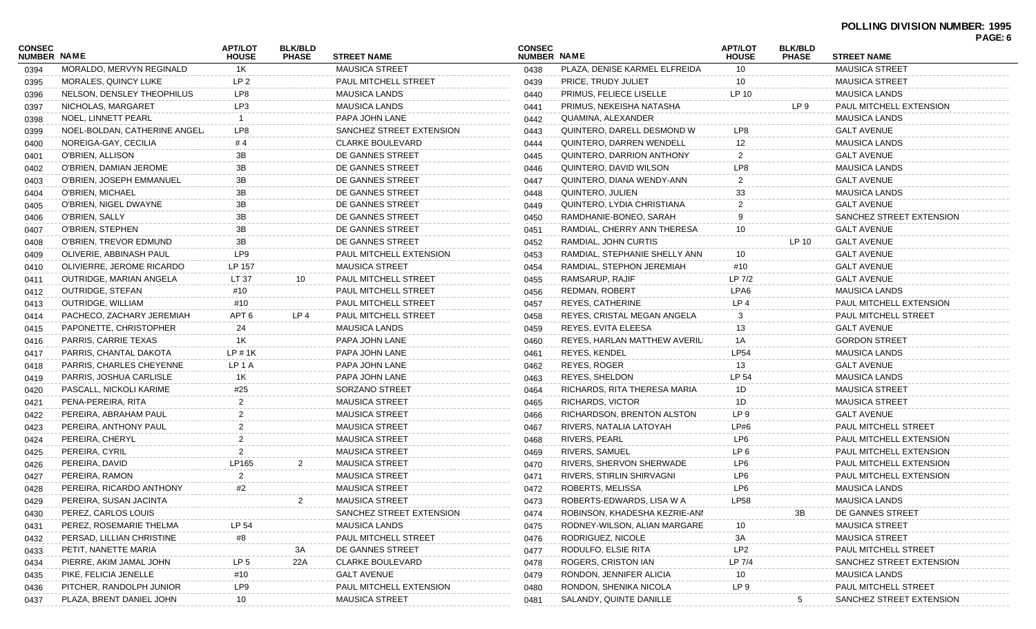**POLLING DIVISION NUMBER: 1995**

| CONSEC NUMBER | NAME | APT/LOT HOUSE | BLK/BLD PHASE | STREET NAME |
|---|---|---|---|---|
| 0394 | MORALDO, MERVYN REGINALD | 1K | | MAUSICA STREET |
| 0395 | MORALES, QUINCY LUKE | LP 2 | | PAUL MITCHELL STREET |
| 0396 | NELSON, DENSLEY THEOPHILUS | LP8 | | MAUSICA LANDS |
| 0397 | NICHOLAS, MARGARET | LP3 | | MAUSICA LANDS |
| 0398 | NOEL, LINNETT PEARL | 1 | | PAPA JOHN LANE |
| 0399 | NOEL-BOLDAN, CATHERINE ANGEL | LP8 | | SANCHEZ STREET EXTENSION |
| 0400 | NOREIGA-GAY, CECILIA | # 4 | | CLARKE BOULEVARD |
| 0401 | O'BRIEN, ALLISON | 3B | | DE GANNES STREET |
| 0402 | O'BRIEN, DAMIAN JEROME | 3B | | DE GANNES STREET |
| 0403 | O'BRIEN, JOSEPH EMMANUEL | 3B | | DE GANNES STREET |
| 0404 | O'BRIEN, MICHAEL | 3B | | DE GANNES STREET |
| 0405 | O'BRIEN, NIGEL DWAYNE | 3B | | DE GANNES STREET |
| 0406 | O'BRIEN, SALLY | 3B | | DE GANNES STREET |
| 0407 | O'BRIEN, STEPHEN | 3B | | DE GANNES STREET |
| 0408 | O'BRIEN, TREVOR EDMUND | 3B | | DE GANNES STREET |
| 0409 | OLIVERIE, ABBINASH PAUL | LP9 | | PAUL MITCHELL EXTENSION |
| 0410 | OLIVIERRE, JEROME RICARDO | LP 157 | | MAUSICA STREET |
| 0411 | OUTRIDGE, MARIAN ANGELA | LT 37 | 10 | PAUL MITCHELL STREET |
| 0412 | OUTRIDGE, STEFAN | #10 | | PAUL MITCHELL STREET |
| 0413 | OUTRIDGE, WILLIAM | #10 | | PAUL MITCHELL STREET |
| 0414 | PACHECO, ZACHARY JEREMIAH | APT 6 | LP 4 | PAUL MITCHELL STREET |
| 0415 | PAPONETTE, CHRISTOPHER | 24 | | MAUSICA LANDS |
| 0416 | PARRIS, CARRIE TEXAS | 1K | | PAPA JOHN LANE |
| 0417 | PARRIS, CHANTAL DAKOTA | LP # 1K | | PAPA JOHN LANE |
| 0418 | PARRIS, CHARLES CHEYENNE | LP 1 A | | PAPA JOHN LANE |
| 0419 | PARRIS, JOSHUA CARLISLE | 1K | | PAPA JOHN LANE |
| 0420 | PASCALL, NICKOLI KARIME | #25 | | SORZANO STREET |
| 0421 | PENA-PEREIRA, RITA | 2 | | MAUSICA STREET |
| 0422 | PEREIRA, ABRAHAM PAUL | 2 | | MAUSICA STREET |
| 0423 | PEREIRA, ANTHONY PAUL | 2 | | MAUSICA STREET |
| 0424 | PEREIRA, CHERYL | 2 | | MAUSICA STREET |
| 0425 | PEREIRA, CYRIL | 2 | | MAUSICA STREET |
| 0426 | PEREIRA, DAVID | LP165 | 2 | MAUSICA STREET |
| 0427 | PEREIRA, RAMON | 2 | | MAUSICA STREET |
| 0428 | PEREIRA, RICARDO ANTHONY | #2 | | MAUSICA STREET |
| 0429 | PEREIRA, SUSAN JACINTA | | 2 | MAUSICA STREET |
| 0430 | PEREZ, CARLOS LOUIS | | | SANCHEZ STREET EXTENSION |
| 0431 | PEREZ, ROSEMARIE THELMA | LP 54 | | MAUSICA LANDS |
| 0432 | PERSAD, LILLIAN CHRISTINE | #8 | | PAUL MITCHELL STREET |
| 0433 | PETIT, NANETTE MARIA | | 3A | DE GANNES STREET |
| 0434 | PIERRE, AKIM JAMAL JOHN | LP 5 | 22A | CLARKE BOULEVARD |
| 0435 | PIKE, FELICIA JENELLE | #10 | | GALT AVENUE |
| 0436 | PITCHER, RANDOLPH JUNIOR | LP9 | | PAUL MITCHELL EXTENSION |
| 0437 | PLAZA, BRENT DANIEL JOHN | 10 | | MAUSICA STREET |
| 0438 | PLAZA, DENISE KARMEL ELFREIDA | 10 | | MAUSICA STREET |
| 0439 | PRICE, TRUDY JULIET | 10 | | MAUSICA STREET |
| 0440 | PRIMUS, FELIECE LISELLE | LP 10 | | MAUSICA LANDS |
| 0441 | PRIMUS, NEKEISHA NATASHA | | LP 9 | PAUL MITCHELL EXTENSION |
| 0442 | QUAMINA, ALEXANDER | | | MAUSICA LANDS |
| 0443 | QUINTERO, DARELL DESMOND W | LP8 | | GALT AVENUE |
| 0444 | QUINTERO, DARREN WENDELL | 12 | | MAUSICA LANDS |
| 0445 | QUINTERO, DARRION ANTHONY | 2 | | GALT AVENUE |
| 0446 | QUINTERO, DAVID WILSON | LP8 | | MAUSICA LANDS |
| 0447 | QUINTERO, DIANA WENDY-ANN | 2 | | GALT AVENUE |
| 0448 | QUINTERO, JULIEN | 33 | | MAUSICA LANDS |
| 0449 | QUINTERO, LYDIA CHRISTIANA | 2 | | GALT AVENUE |
| 0450 | RAMDHANIE-BONEO, SARAH | 9 | | SANCHEZ STREET EXTENSION |
| 0451 | RAMDIAL, CHERRY ANN THERESA | 10 | | GALT AVENUE |
| 0452 | RAMDIAL, JOHN CURTIS | | LP 10 | GALT AVENUE |
| 0453 | RAMDIAL, STEPHANIE SHELLY ANN | 10 | | GALT AVENUE |
| 0454 | RAMDIAL, STEPHON JEREMIAH | #10 | | GALT AVENUE |
| 0455 | RAMSARUP, RAJIF | LP 7/2 | | GALT AVENUE |
| 0456 | REDMAN, ROBERT | LPA6 | | MAUSICA LANDS |
| 0457 | REYES, CATHERINE | LP 4 | | PAUL MITCHELL EXTENSION |
| 0458 | REYES, CRISTAL MEGAN ANGELA | 3 | | PAUL MITCHELL STREET |
| 0459 | REYES, EVITA ELEESA | 13 | | GALT AVENUE |
| 0460 | REYES, HARLAN MATTHEW AVERIL | 1A | | GORDON STREET |
| 0461 | REYES, KENDEL | LP54 | | MAUSICA LANDS |
| 0462 | REYES, ROGER | 13 | | GALT AVENUE |
| 0463 | REYES, SHELDON | LP 54 | | MAUSICA LANDS |
| 0464 | RICHARDS, RITA THERESA MARIA | 1D | | MAUSICA STREET |
| 0465 | RICHARDS, VICTOR | 1D | | MAUSICA STREET |
| 0466 | RICHARDSON, BRENTON ALSTON | LP 9 | | GALT AVENUE |
| 0467 | RIVERS, NATALIA LATOYAH | LP#6 | | PAUL MITCHELL STREET |
| 0468 | RIVERS, PEARL | LP6 | | PAUL MITCHELL EXTENSION |
| 0469 | RIVERS, SAMUEL | LP 6 | | PAUL MITCHELL EXTENSION |
| 0470 | RIVERS, SHERVON SHERWADE | LP6 | | PAUL MITCHELL EXTENSION |
| 0471 | RIVERS, STIRLIN SHIRVAGNI | LP6 | | PAUL MITCHELL EXTENSION |
| 0472 | ROBERTS, MELISSA | LP6 | | MAUSICA LANDS |
| 0473 | ROBERTS-EDWARDS, LISA W A | LP58 | | MAUSICA LANDS |
| 0474 | ROBINSON, KHADESHA KEZRIE-ANI | | 3B | DE GANNES STREET |
| 0475 | RODNEY-WILSON, ALIAN MARGARE | 10 | | MAUSICA STREET |
| 0476 | RODRIGUEZ, NICOLE | 3A | | MAUSICA STREET |
| 0477 | RODULFO, ELSIE RITA | LP2 | | PAUL MITCHELL STREET |
| 0478 | ROGERS, CRISTON IAN | LP 7/4 | | SANCHEZ STREET EXTENSION |
| 0479 | RONDON, JENNIFER ALICIA | 10 | | MAUSICA LANDS |
| 0480 | RONDON, SHENIKA NICOLA | LP 9 | | PAUL MITCHELL STREET |
| 0481 | SALANDY, QUINTE DANILLE | | 5 | SANCHEZ STREET EXTENSION |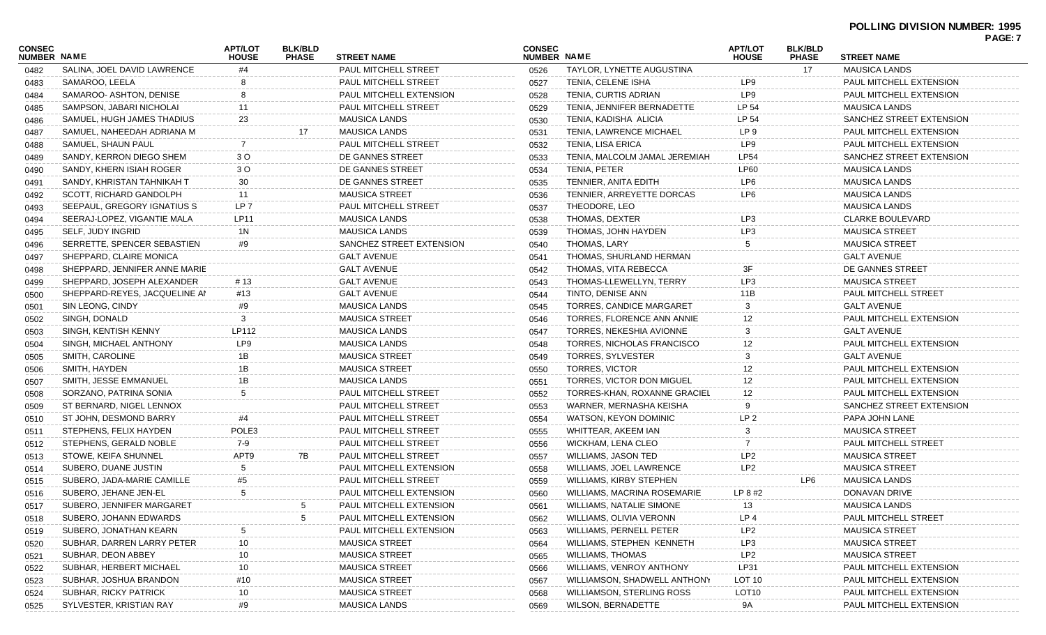**POLLING DIVISION NUMBER: 1995**

| CONSEC NUMBER | NAME | APT/LOT HOUSE | BLK/BLD PHASE | STREET NAME |
|---|---|---|---|---|
| 0482 | SALINA, JOEL DAVID LAWRENCE | #4 | | PAUL MITCHELL STREET |
| 0483 | SAMAROO, LEELA | 8 | | PAUL MITCHELL STREET |
| 0484 | SAMAROO- ASHTON, DENISE | 8 | | PAUL MITCHELL EXTENSION |
| 0485 | SAMPSON, JABARI NICHOLAI | 11 | | PAUL MITCHELL STREET |
| 0486 | SAMUEL, HUGH JAMES THADIUS | 23 | | MAUSICA LANDS |
| 0487 | SAMUEL, NAHEEDAH ADRIANA M | | 17 | MAUSICA LANDS |
| 0488 | SAMUEL, SHAUN PAUL | 7 | | PAUL MITCHELL STREET |
| 0489 | SANDY, KERRON DIEGO SHEM | 3 O | | DE GANNES STREET |
| 0490 | SANDY, KHERN ISIAH ROGER | 3 O | | DE GANNES STREET |
| 0491 | SANDY, KHRISTAN TAHNIKAH T | 30 | | DE GANNES STREET |
| 0492 | SCOTT, RICHARD GANDOLPH | 11 | | MAUSICA STREET |
| 0493 | SEEPAUL, GREGORY IGNATIUS S | LP 7 | | PAUL MITCHELL STREET |
| 0494 | SEERAJ-LOPEZ, VIGANTIE MALA | LP11 | | MAUSICA LANDS |
| 0495 | SELF, JUDY INGRID | 1N | | MAUSICA LANDS |
| 0496 | SERRETTE, SPENCER SEBASTIEN | #9 | | SANCHEZ STREET EXTENSION |
| 0497 | SHEPPARD, CLAIRE MONICA | | | GALT AVENUE |
| 0498 | SHEPPARD, JENNIFER ANNE MARIE | | | GALT AVENUE |
| 0499 | SHEPPARD, JOSEPH ALEXANDER | # 13 | | GALT AVENUE |
| 0500 | SHEPPARD-REYES, JACQUELINE AI | #13 | | GALT AVENUE |
| 0501 | SIN LEONG, CINDY | #9 | | MAUSICA LANDS |
| 0502 | SINGH, DONALD | 3 | | MAUSICA STREET |
| 0503 | SINGH, KENTISH KENNY | LP112 | | MAUSICA LANDS |
| 0504 | SINGH, MICHAEL ANTHONY | LP9 | | MAUSICA LANDS |
| 0505 | SMITH, CAROLINE | 1B | | MAUSICA STREET |
| 0506 | SMITH, HAYDEN | 1B | | MAUSICA STREET |
| 0507 | SMITH, JESSE EMMANUEL | 1B | | MAUSICA LANDS |
| 0508 | SORZANO, PATRINA SONIA | 5 | | PAUL MITCHELL STREET |
| 0509 | ST BERNARD, NIGEL LENNOX | | | PAUL MITCHELL STREET |
| 0510 | ST JOHN, DESMOND BARRY | #4 | | PAUL MITCHELL STREET |
| 0511 | STEPHENS, FELIX HAYDEN | POLE3 | | PAUL MITCHELL STREET |
| 0512 | STEPHENS, GERALD NOBLE | 7-9 | | PAUL MITCHELL STREET |
| 0513 | STOWE, KEIFA SHUNNEL | APT9 | 7B | PAUL MITCHELL STREET |
| 0514 | SUBERO, DUANE JUSTIN | 5 | | PAUL MITCHELL EXTENSION |
| 0515 | SUBERO, JADA-MARIE CAMILLE | #5 | | PAUL MITCHELL STREET |
| 0516 | SUBERO, JEHANE JEN-EL | 5 | | PAUL MITCHELL EXTENSION |
| 0517 | SUBERO, JENNIFER MARGARET | | 5 | PAUL MITCHELL EXTENSION |
| 0518 | SUBERO, JOHANN EDWARDS | | 5 | PAUL MITCHELL EXTENSION |
| 0519 | SUBERO, JONATHAN KEARN | 5 | | PAUL MITCHELL EXTENSION |
| 0520 | SUBHAR, DARREN LARRY PETER | 10 | | MAUSICA STREET |
| 0521 | SUBHAR, DEON ABBEY | 10 | | MAUSICA STREET |
| 0522 | SUBHAR, HERBERT MICHAEL | 10 | | MAUSICA STREET |
| 0523 | SUBHAR, JOSHUA BRANDON | #10 | | MAUSICA STREET |
| 0524 | SUBHAR, RICKY PATRICK | 10 | | MAUSICA STREET |
| 0525 | SYLVESTER, KRISTIAN RAY | #9 | | MAUSICA LANDS |
| 0526 | TAYLOR, LYNETTE AUGUSTINA | | 17 | MAUSICA LANDS |
| 0527 | TENIA, CELENE ISHA | LP9 | | PAUL MITCHELL EXTENSION |
| 0528 | TENIA, CURTIS ADRIAN | LP9 | | PAUL MITCHELL EXTENSION |
| 0529 | TENIA, JENNIFER BERNADETTE | LP 54 | | MAUSICA LANDS |
| 0530 | TENIA, KADISHA ALICIA | LP 54 | | SANCHEZ STREET EXTENSION |
| 0531 | TENIA, LAWRENCE MICHAEL | LP 9 | | PAUL MITCHELL EXTENSION |
| 0532 | TENIA, LISA ERICA | LP9 | | PAUL MITCHELL EXTENSION |
| 0533 | TENIA, MALCOLM JAMAL JEREMIAH | LP54 | | SANCHEZ STREET EXTENSION |
| 0534 | TENIA, PETER | LP60 | | MAUSICA LANDS |
| 0535 | TENNIER, ANITA EDITH | LP6 | | MAUSICA LANDS |
| 0536 | TENNIER, ARREYETTE DORCAS | LP6 | | MAUSICA LANDS |
| 0537 | THEODORE, LEO | | | MAUSICA LANDS |
| 0538 | THOMAS, DEXTER | LP3 | | CLARKE BOULEVARD |
| 0539 | THOMAS, JOHN HAYDEN | LP3 | | MAUSICA STREET |
| 0540 | THOMAS, LARY | 5 | | MAUSICA STREET |
| 0541 | THOMAS, SHURLAND HERMAN | | | GALT AVENUE |
| 0542 | THOMAS, VITA REBECCA | 3F | | DE GANNES STREET |
| 0543 | THOMAS-LLEWELLYN, TERRY | LP3 | | MAUSICA STREET |
| 0544 | TINTO, DENISE ANN | 11B | | PAUL MITCHELL STREET |
| 0545 | TORRES, CANDICE MARGARET | 3 | | GALT AVENUE |
| 0546 | TORRES, FLORENCE ANN ANNIE | 12 | | PAUL MITCHELL EXTENSION |
| 0547 | TORRES, NEKESHIA AVIONNE | 3 | | GALT AVENUE |
| 0548 | TORRES, NICHOLAS FRANCISCO | 12 | | PAUL MITCHELL EXTENSION |
| 0549 | TORRES, SYLVESTER | 3 | | GALT AVENUE |
| 0550 | TORRES, VICTOR | 12 | | PAUL MITCHELL EXTENSION |
| 0551 | TORRES, VICTOR DON MIGUEL | 12 | | PAUL MITCHELL EXTENSION |
| 0552 | TORRES-KHAN, ROXANNE GRACIEL | 12 | | PAUL MITCHELL EXTENSION |
| 0553 | WARNER, MERNASHA KEISHA | 9 | | SANCHEZ STREET EXTENSION |
| 0554 | WATSON, KEYON DOMINIC | LP 2 | | PAPA JOHN LANE |
| 0555 | WHITTEAR, AKEEM IAN | 3 | | MAUSICA STREET |
| 0556 | WICKHAM, LENA CLEO | 7 | | PAUL MITCHELL STREET |
| 0557 | WILLIAMS, JASON TED | LP2 | | MAUSICA STREET |
| 0558 | WILLIAMS, JOEL LAWRENCE | LP2 | | MAUSICA STREET |
| 0559 | WILLIAMS, KIRBY STEPHEN | | LP6 | MAUSICA LANDS |
| 0560 | WILLIAMS, MACRINA ROSEMARIE | LP 8 #2 | | DONAVAN DRIVE |
| 0561 | WILLIAMS, NATALIE SIMONE | 13 | | MAUSICA LANDS |
| 0562 | WILLIAMS, OLIVIA VERONN | LP 4 | | PAUL MITCHELL STREET |
| 0563 | WILLIAMS, PERNELL PETER | LP2 | | MAUSICA STREET |
| 0564 | WILLIAMS, STEPHEN KENNETH | LP3 | | MAUSICA STREET |
| 0565 | WILLIAMS, THOMAS | LP2 | | MAUSICA STREET |
| 0566 | WILLIAMS, VENROY ANTHONY | LP31 | | PAUL MITCHELL EXTENSION |
| 0567 | WILLIAMSON, SHADWELL ANTHONY | LOT 10 | | PAUL MITCHELL EXTENSION |
| 0568 | WILLIAMSON, STERLING ROSS | LOT10 | | PAUL MITCHELL EXTENSION |
| 0569 | WILSON, BERNADETTE | 9A | | PAUL MITCHELL EXTENSION |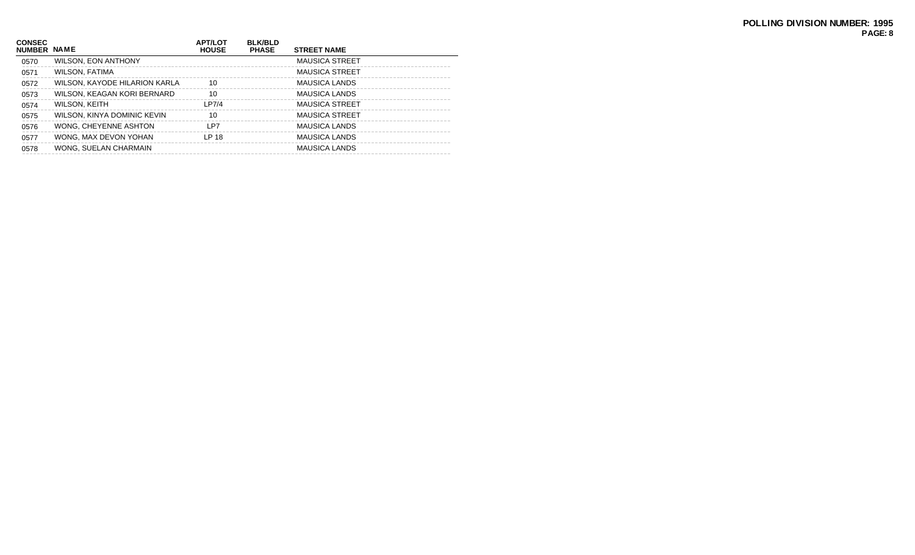**POLLING DIVISION NUMBER: 1995**

| CONSEC NUMBER | NAME | APT/LOT HOUSE | BLK/BLD PHASE | STREET NAME |
|---|---|---|---|---|
| 0570 | WILSON, EON ANTHONY | | | MAUSICA STREET |
| 0571 | WILSON, FATIMA | | | MAUSICA STREET |
| 0572 | WILSON, KAYODE HILARION KARLA | 10 | | MAUSICA LANDS |
| 0573 | WILSON, KEAGAN KORI BERNARD | 10 | | MAUSICA LANDS |
| 0574 | WILSON, KEITH | LP7/4 | | MAUSICA STREET |
| 0575 | WILSON, KINYA DOMINIC KEVIN | 10 | | MAUSICA STREET |
| 0576 | WONG, CHEYENNE ASHTON | LP7 | | MAUSICA LANDS |
| 0577 | WONG, MAX DEVON YOHAN | LP 18 | | MAUSICA LANDS |
| 0578 | WONG, SUELAN CHARMAIN | | | MAUSICA LANDS |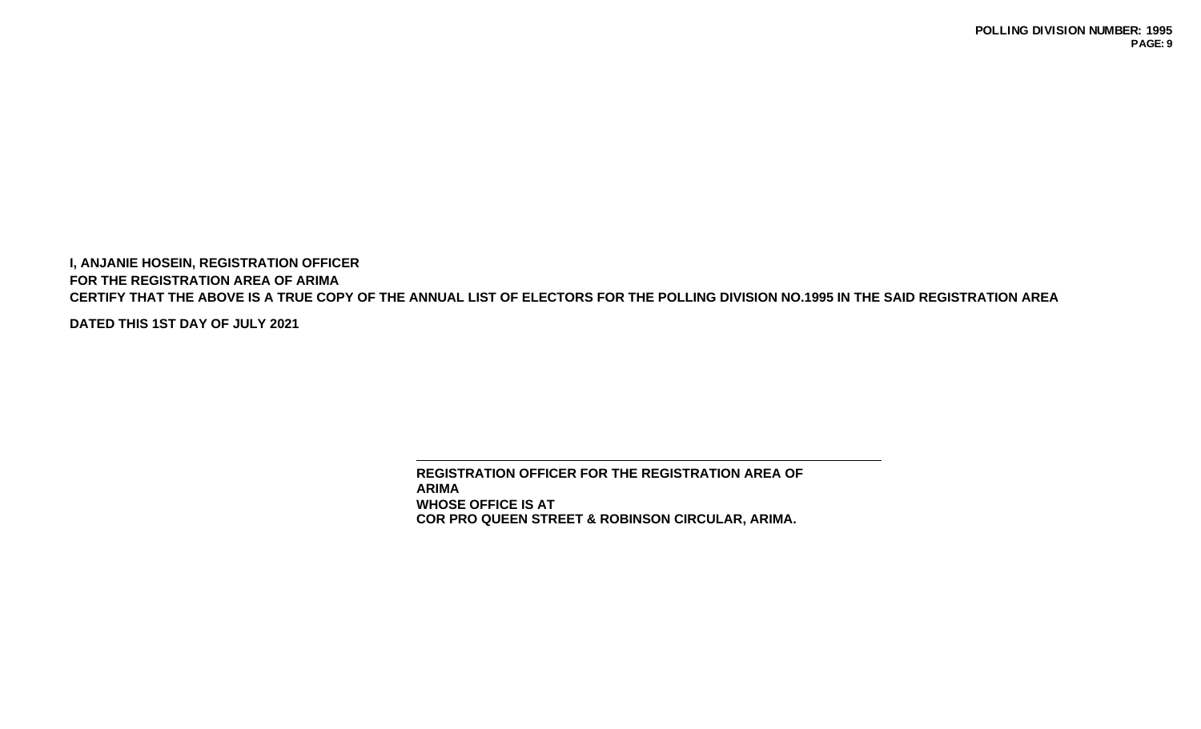**I, ANJANIE HOSEIN, REGISTRATION OFFICER**
**FOR THE REGISTRATION AREA OF ARIMA**
**CERTIFY THAT THE ABOVE IS A TRUE COPY OF THE ANNUAL LIST OF ELECTORS FOR THE POLLING DIVISION NO.1995 IN THE SAID REGISTRATION AREA**

**DATED THIS 1ST DAY OF JULY 2021**

---

**REGISTRATION OFFICER FOR THE REGISTRATION AREA OF ARIMA**
**WHOSE OFFICE IS AT**
**COR PRO QUEEN STREET & ROBINSON CIRCULAR, ARIMA.**